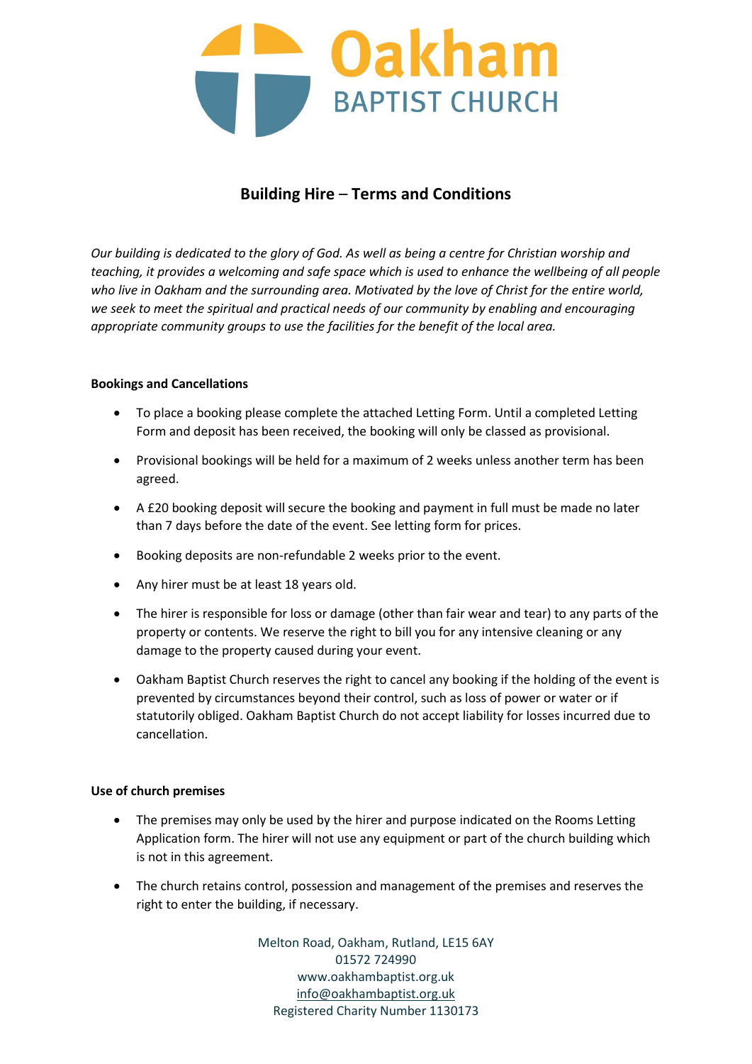# Oakham BAPTIST CHURCH

## Building Hire – Terms and Conditions

*Our building is dedicated to the glory of God. As well as being a centre for Christian worship and teaching, it provides a welcoming and safe space which is used to enhance the wellbeing of all people who live in Oakham and the surrounding area. Motivated by the love of Christ for the entire world, we seek to meet the spiritual and practical needs of our community by enabling and encouraging appropriate community groups to use the facilities for the benefit of the local area.*

### Bookings and Cancellations

- To place a booking please complete the attached Letting Form. Until a completed Letting Form and deposit has been received, the booking will only be classed as provisional.
- Provisional bookings will be held for a maximum of 2 weeks unless another term has been agreed.
- A £20 booking deposit will secure the booking and payment in full must be made no later than 7 days before the date of the event. See letting form for prices.
- Booking deposits are non-refundable 2 weeks prior to the event.
- Any hirer must be at least 18 years old.
- The hirer is responsible for loss or damage (other than fair wear and tear) to any parts of the property or contents. We reserve the right to bill you for any intensive cleaning or any damage to the property caused during your event.
- Oakham Baptist Church reserves the right to cancel any booking if the holding of the event is prevented by circumstances beyond their control, such as loss of power or water or if statutorily obliged. Oakham Baptist Church do not accept liability for losses incurred due to cancellation.

### Use of church premises

- The premises may only be used by the hirer and purpose indicated on the Rooms Letting Application form. The hirer will not use any equipment or part of the church building which is not in this agreement.
- The church retains control, possession and management of the premises and reserves the right to enter the building, if necessary.

Melton Road, Oakham, Rutland, LE15 6AY
01572 724990
www.oakhambaptist.org.uk
info@oakhambaptist.org.uk
Registered Charity Number 1130173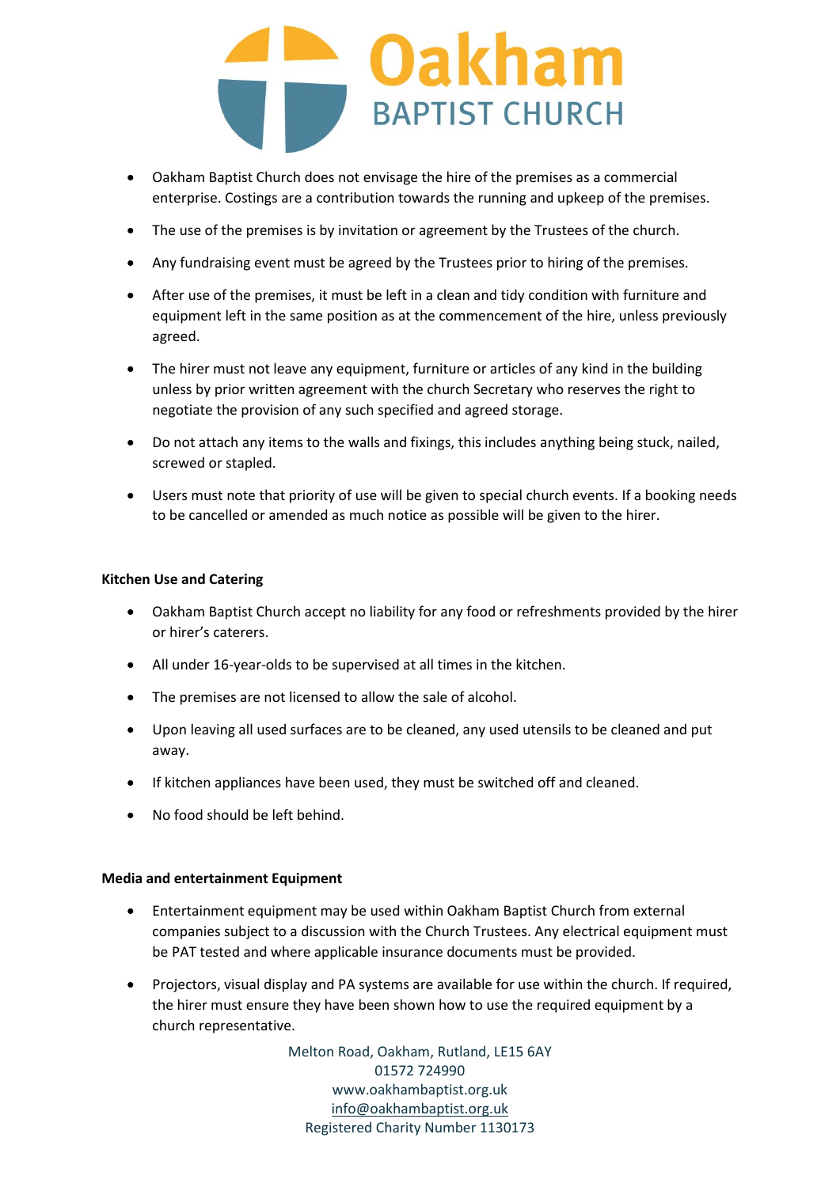- Oakham Baptist Church does not envisage the hire of the premises as a commercial enterprise. Costings are a contribution towards the running and upkeep of the premises.
- The use of the premises is by invitation or agreement by the Trustees of the church.
- Any fundraising event must be agreed by the Trustees prior to hiring of the premises.
- After use of the premises, it must be left in a clean and tidy condition with furniture and equipment left in the same position as at the commencement of the hire, unless previously agreed.
- The hirer must not leave any equipment, furniture or articles of any kind in the building unless by prior written agreement with the church Secretary who reserves the right to negotiate the provision of any such specified and agreed storage.
- Do not attach any items to the walls and fixings, this includes anything being stuck, nailed, screwed or stapled.
- Users must note that priority of use will be given to special church events. If a booking needs to be cancelled or amended as much notice as possible will be given to the hirer.

**Kitchen Use and Catering**

- Oakham Baptist Church accept no liability for any food or refreshments provided by the hirer or hirer's caterers.
- All under 16-year-olds to be supervised at all times in the kitchen.
- The premises are not licensed to allow the sale of alcohol.
- Upon leaving all used surfaces are to be cleaned, any used utensils to be cleaned and put away.
- If kitchen appliances have been used, they must be switched off and cleaned.
- No food should be left behind.

**Media and entertainment Equipment**

- Entertainment equipment may be used within Oakham Baptist Church from external companies subject to a discussion with the Church Trustees. Any electrical equipment must be PAT tested and where applicable insurance documents must be provided.
- Projectors, visual display and PA systems are available for use within the church. If required, the hirer must ensure they have been shown how to use the required equipment by a church representative.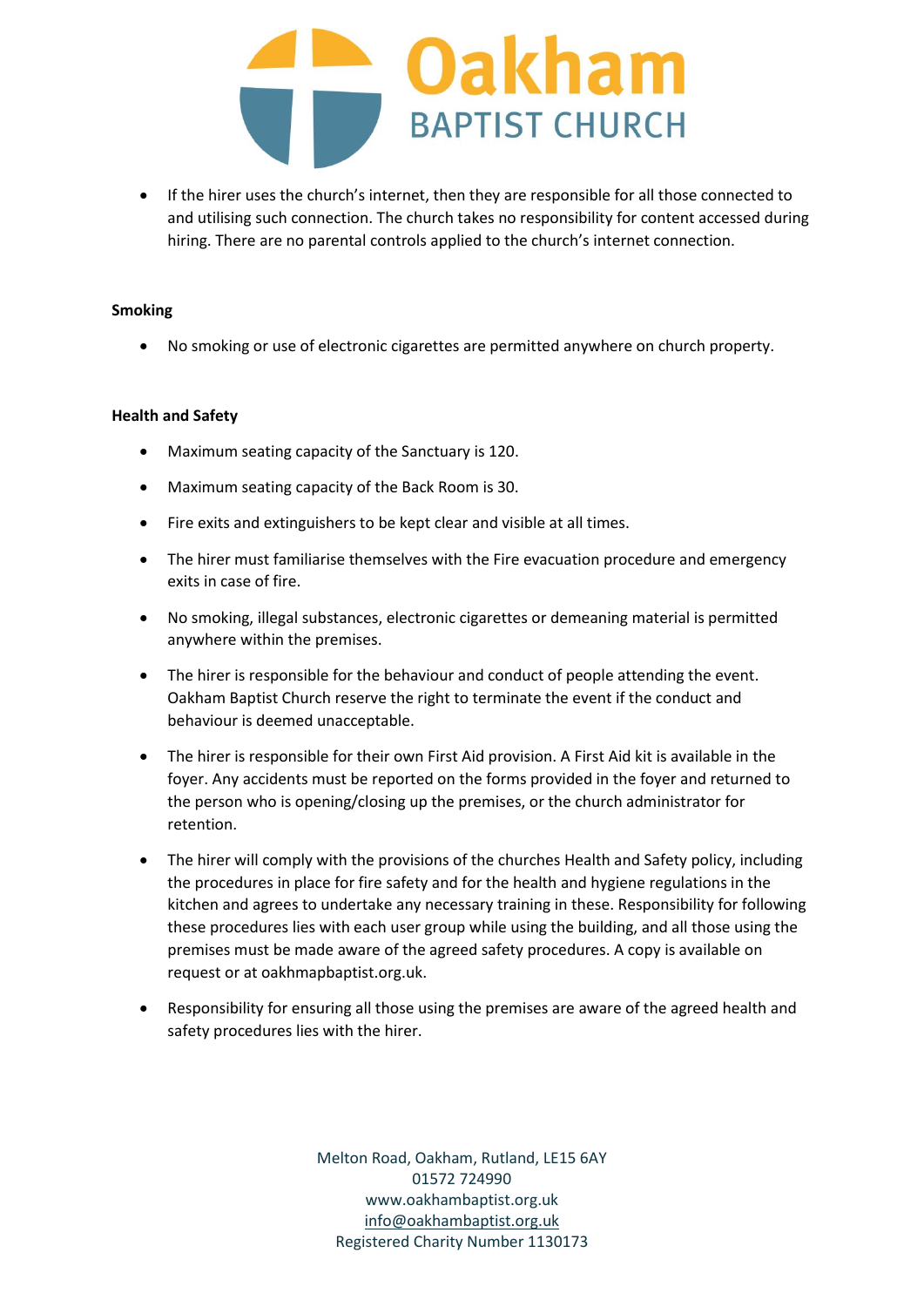- If the hirer uses the church's internet, then they are responsible for all those connected to and utilising such connection. The church takes no responsibility for content accessed during hiring. There are no parental controls applied to the church's internet connection.

**Smoking**

- No smoking or use of electronic cigarettes are permitted anywhere on church property.

**Health and Safety**

- Maximum seating capacity of the Sanctuary is 120.
- Maximum seating capacity of the Back Room is 30.
- Fire exits and extinguishers to be kept clear and visible at all times.
- The hirer must familiarise themselves with the Fire evacuation procedure and emergency exits in case of fire.
- No smoking, illegal substances, electronic cigarettes or demeaning material is permitted anywhere within the premises.
- The hirer is responsible for the behaviour and conduct of people attending the event. Oakham Baptist Church reserve the right to terminate the event if the conduct and behaviour is deemed unacceptable.
- The hirer is responsible for their own First Aid provision. A First Aid kit is available in the foyer. Any accidents must be reported on the forms provided in the foyer and returned to the person who is opening/closing up the premises, or the church administrator for retention.
- The hirer will comply with the provisions of the churches Health and Safety policy, including the procedures in place for fire safety and for the health and hygiene regulations in the kitchen and agrees to undertake any necessary training in these. Responsibility for following these procedures lies with each user group while using the building, and all those using the premises must be made aware of the agreed safety procedures. A copy is available on request or at oakhmapbaptist.org.uk.
- Responsibility for ensuring all those using the premises are aware of the agreed health and safety procedures lies with the hirer.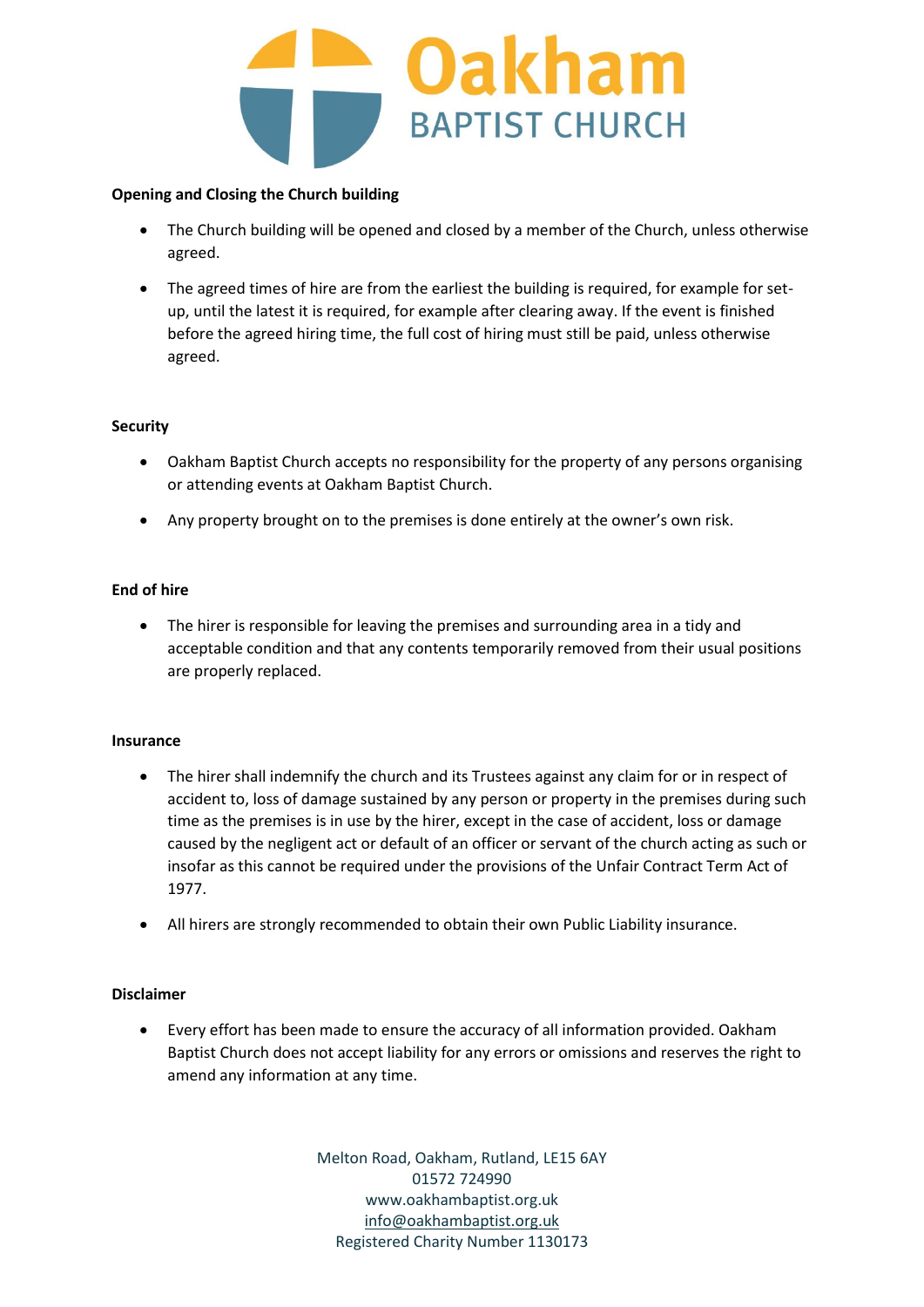**Opening and Closing the Church building**

- The Church building will be opened and closed by a member of the Church, unless otherwise agreed.
- The agreed times of hire are from the earliest the building is required, for example for set-up, until the latest it is required, for example after clearing away. If the event is finished before the agreed hiring time, the full cost of hiring must still be paid, unless otherwise agreed.

**Security**

- Oakham Baptist Church accepts no responsibility for the property of any persons organising or attending events at Oakham Baptist Church.
- Any property brought on to the premises is done entirely at the owner's own risk.

**End of hire**

- The hirer is responsible for leaving the premises and surrounding area in a tidy and acceptable condition and that any contents temporarily removed from their usual positions are properly replaced.

**Insurance**

- The hirer shall indemnify the church and its Trustees against any claim for or in respect of accident to, loss of damage sustained by any person or property in the premises during such time as the premises is in use by the hirer, except in the case of accident, loss or damage caused by the negligent act or default of an officer or servant of the church acting as such or insofar as this cannot be required under the provisions of the Unfair Contract Term Act of 1977.
- All hirers are strongly recommended to obtain their own Public Liability insurance.

**Disclaimer**

- Every effort has been made to ensure the accuracy of all information provided. Oakham Baptist Church does not accept liability for any errors or omissions and reserves the right to amend any information at any time.

Melton Road, Oakham, Rutland, LE15 6AY
01572 724990
www.oakhambaptist.org.uk
info@oakhambaptist.org.uk
Registered Charity Number 1130173